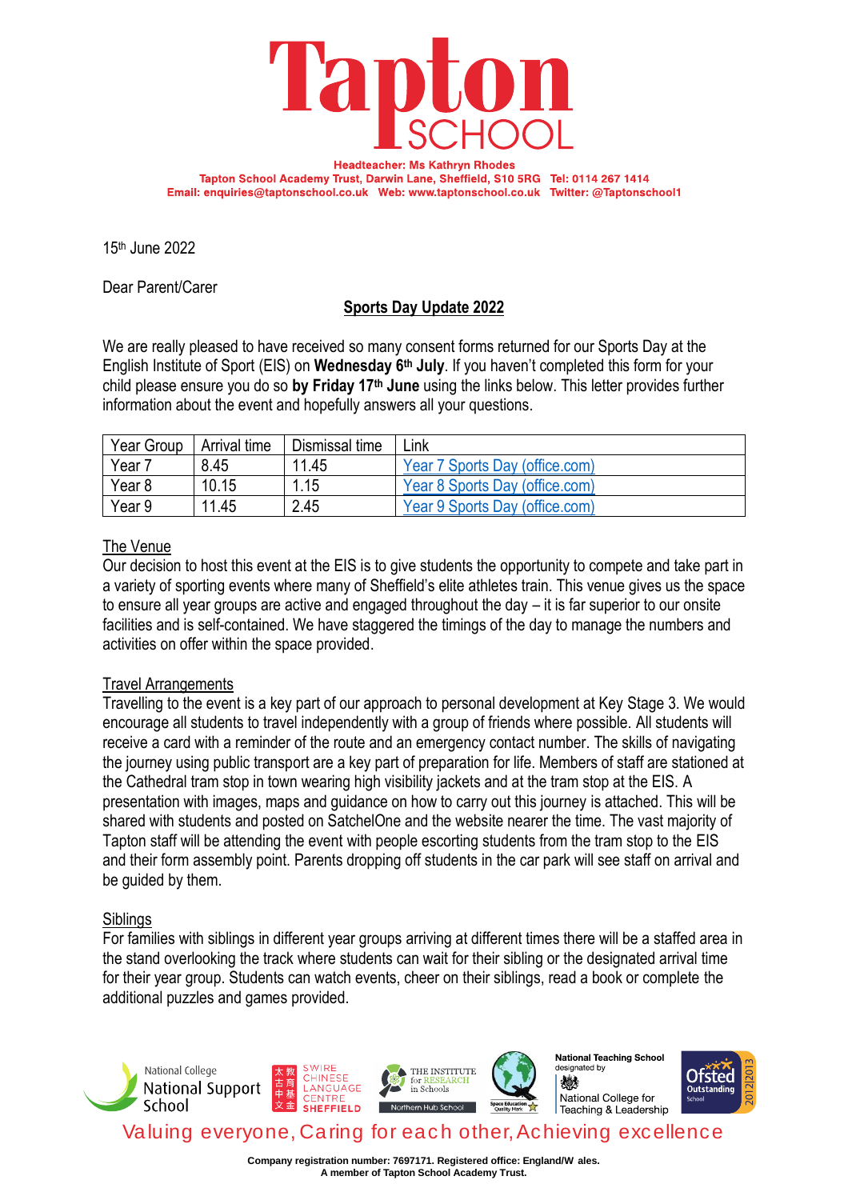# Tapton SCHOOL

**Headteacher: Ms Kathryn Rhodes**
**Tapton School Academy Trust, Darwin Lane, Sheffield, S10 5RG Tel: 0114 267 1414**
**Email: enquiries@taptonschool.co.uk Web: www.taptonschool.co.uk Twitter: @Taptonschool1**

15th June 2022

Dear Parent/Carer

## Sports Day Update 2022

We are really pleased to have received so many consent forms returned for our Sports Day at the English Institute of Sport (EIS) on **Wednesday 6th July**. If you haven't completed this form for your child please ensure you do so **by Friday 17th June** using the links below. This letter provides further information about the event and hopefully answers all your questions.

| Year Group | Arrival time | Dismissal time | Link |
|---|---|---|---|
| Year 7 | 8.45 | 11.45 | Year 7 Sports Day (office.com) |
| Year 8 | 10.15 | 1.15 | Year 8 Sports Day (office.com) |
| Year 9 | 11.45 | 2.45 | Year 9 Sports Day (office.com) |

### The Venue

Our decision to host this event at the EIS is to give students the opportunity to compete and take part in a variety of sporting events where many of Sheffield's elite athletes train. This venue gives us the space to ensure all year groups are active and engaged throughout the day – it is far superior to our onsite facilities and is self-contained. We have staggered the timings of the day to manage the numbers and activities on offer within the space provided.

### Travel Arrangements

Travelling to the event is a key part of our approach to personal development at Key Stage 3. We would encourage all students to travel independently with a group of friends where possible. All students will receive a card with a reminder of the route and an emergency contact number. The skills of navigating the journey using public transport are a key part of preparation for life. Members of staff are stationed at the Cathedral tram stop in town wearing high visibility jackets and at the tram stop at the EIS. A presentation with images, maps and guidance on how to carry out this journey is attached. This will be shared with students and posted on SatchelOne and the website nearer the time. The vast majority of Tapton staff will be attending the event with people escorting students from the tram stop to the EIS and their form assembly point. Parents dropping off students in the car park will see staff on arrival and be guided by them.

### Siblings

For families with siblings in different year groups arriving at different times there will be a staffed area in the stand overlooking the track where students can wait for their sibling or the designated arrival time for their year group. Students can watch events, cheer on their siblings, read a book or complete the additional puzzles and games provided.

Valuing everyone, Caring for each other, Achieving excellence

**Company registration number: 7697171. Registered office: England/W ales.**
**A member of Tapton School Academy Trust.**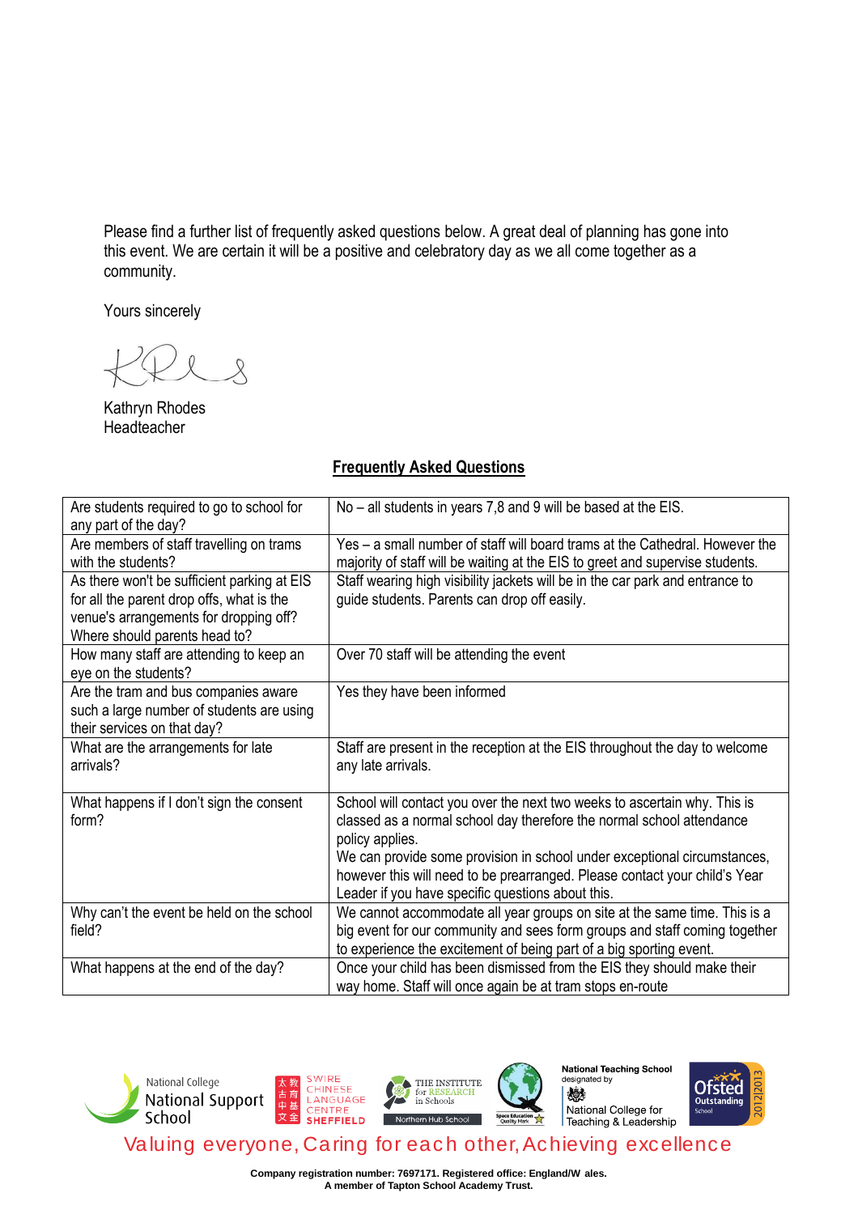Please find a further list of frequently asked questions below. A great deal of planning has gone into this event. We are certain it will be a positive and celebratory day as we all come together as a community.

Yours sincerely

Kathryn Rhodes
Headteacher

## Frequently Asked Questions

| | |
|---|---|
| Are students required to go to school for any part of the day? | No – all students in years 7,8 and 9 will be based at the EIS. |
| Are members of staff travelling on trams with the students? | Yes – a small number of staff will board trams at the Cathedral. However the majority of staff will be waiting at the EIS to greet and supervise students. |
| As there won't be sufficient parking at EIS for all the parent drop offs, what is the venue's arrangements for dropping off? Where should parents head to? | Staff wearing high visibility jackets will be in the car park and entrance to guide students. Parents can drop off easily. |
| How many staff are attending to keep an eye on the students? | Over 70 staff will be attending the event |
| Are the tram and bus companies aware such a large number of students are using their services on that day? | Yes they have been informed |
| What are the arrangements for late arrivals? | Staff are present in the reception at the EIS throughout the day to welcome any late arrivals. |
| What happens if I don't sign the consent form? | School will contact you over the next two weeks to ascertain why. This is classed as a normal school day therefore the normal school attendance policy applies.<br>We can provide some provision in school under exceptional circumstances, however this will need to be prearranged. Please contact your child's Year Leader if you have specific questions about this. |
| Why can't the event be held on the school field? | We cannot accommodate all year groups on site at the same time. This is a big event for our community and sees form groups and staff coming together to experience the excitement of being part of a big sporting event. |
| What happens at the end of the day? | Once your child has been dismissed from the EIS they should make their way home. Staff will once again be at tram stops en-route |

Valuing everyone, Caring for each other, Achieving excellence

**Company registration number: 7697171. Registered office: England/W ales.**
**A member of Tapton School Academy Trust.**